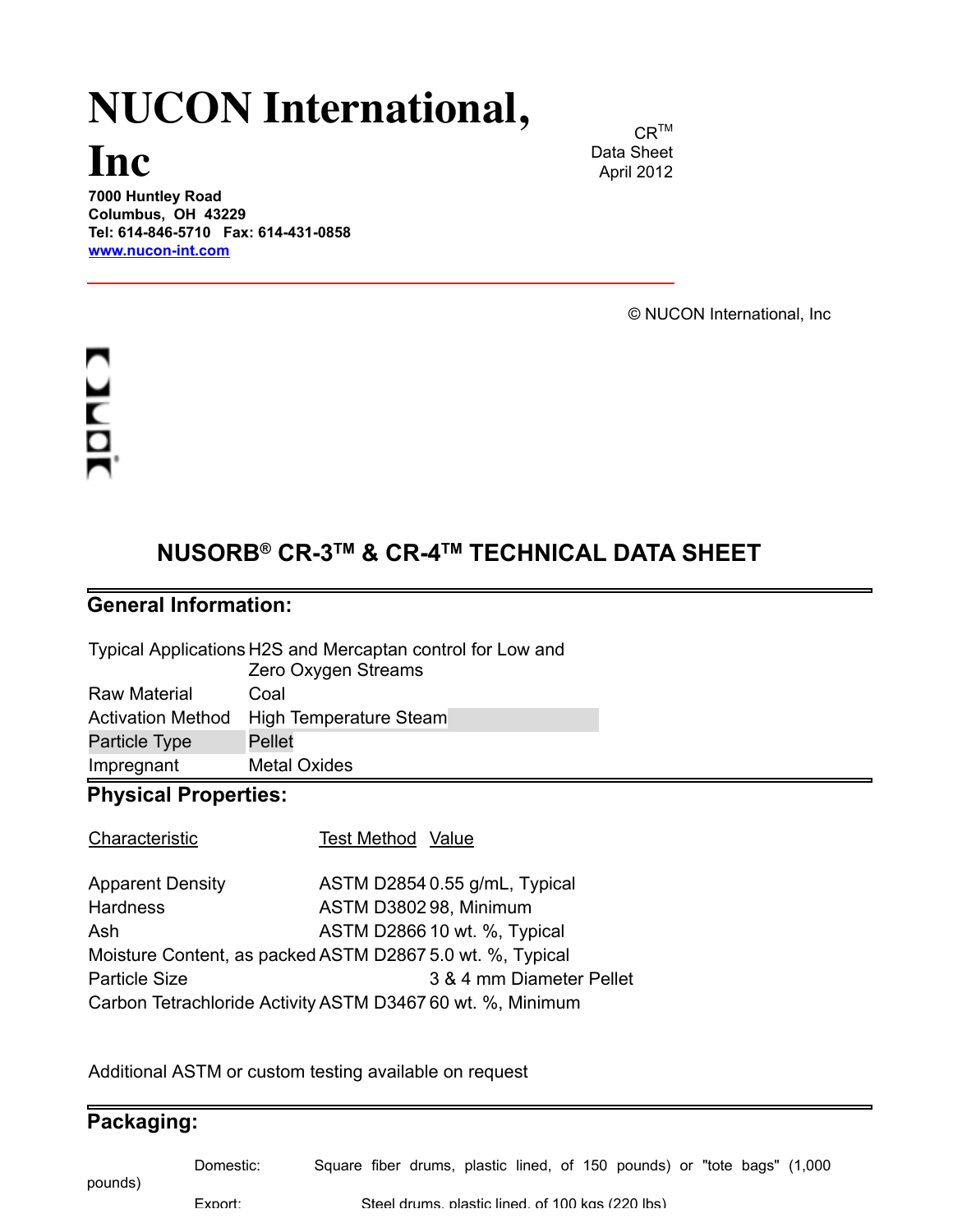# NUCON International, Inc

**7000 Huntley Road**
**Columbus, OH 43229**
**Tel: 614-846-5710 Fax: 614-431-0858**
**www.nucon-int.com**

CR™
Data Sheet
April 2012

© NUCON International, Inc

## NUSORB® CR-3™ & CR-4™ TECHNICAL DATA SHEET

### General Information:

| | |
|---|---|
| Typical Applications | H2S and Mercaptan control for Low and Zero Oxygen Streams |
| Raw Material | Coal |
| Activation Method | High Temperature Steam |
| Particle Type | Pellet |
| Impregnant | Metal Oxides |

### Physical Properties:

| Characteristic | Test Method | Value |
|---|---|---|
| Apparent Density | ASTM D2854 | 0.55 g/mL, Typical |
| Hardness | ASTM D3802 | 98, Minimum |
| Ash | ASTM D2866 | 10 wt. %, Typical |
| Moisture Content, as packed | ASTM D2867 | 5.0 wt. %, Typical |
| Particle Size | | 3 & 4 mm Diameter Pellet |
| Carbon Tetrachloride Activity | ASTM D3467 | 60 wt. %, Minimum |

Additional ASTM or custom testing available on request

### Packaging:

Domestic: Square fiber drums, plastic lined, of 150 pounds) or "tote bags" (1,000 pounds)

Export: Steel drums, plastic lined, of 100 kgs (220 lbs)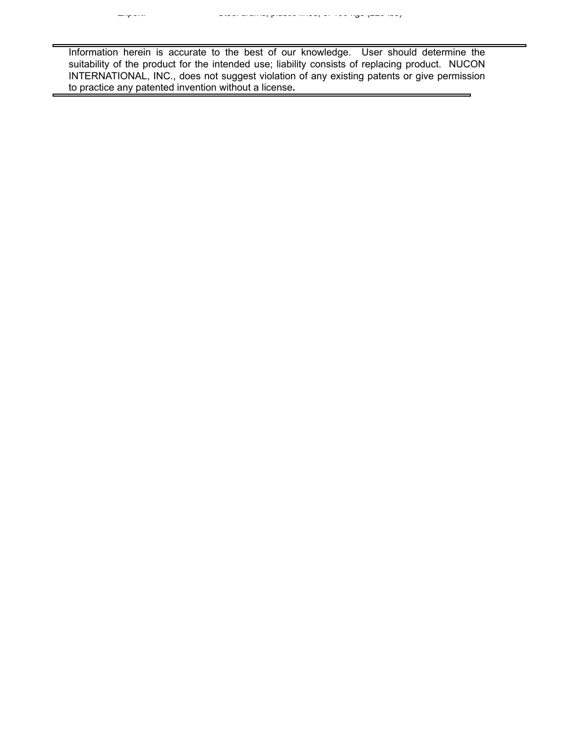Information herein is accurate to the best of our knowledge. User should determine the suitability of the product for the intended use; liability consists of replacing product. NUCON INTERNATIONAL, INC., does not suggest violation of any existing patents or give permission to practice any patented invention without a license**.**